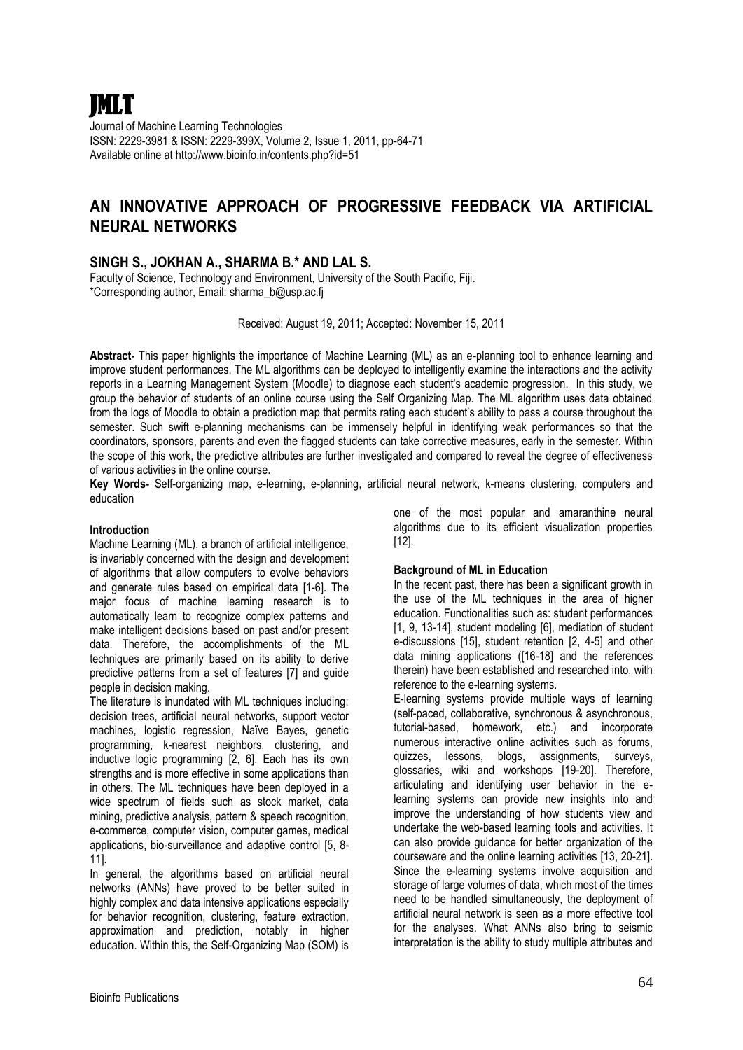# JMLT

Journal of Machine Learning Technologies
ISSN: 2229-3981 & ISSN: 2229-399X, Volume 2, Issue 1, 2011, pp-64-71
Available online at http://www.bioinfo.in/contents.php?id=51

# AN INNOVATIVE APPROACH OF PROGRESSIVE FEEDBACK VIA ARTIFICIAL NEURAL NETWORKS

## SINGH S., JOKHAN A., SHARMA B.* AND LAL S.

Faculty of Science, Technology and Environment, University of the South Pacific, Fiji.
*Corresponding author, Email: sharma_b@usp.ac.fj

Received: August 19, 2011; Accepted: November 15, 2011

**Abstract-** This paper highlights the importance of Machine Learning (ML) as an e-planning tool to enhance learning and improve student performances. The ML algorithms can be deployed to intelligently examine the interactions and the activity reports in a Learning Management System (Moodle) to diagnose each student's academic progression. In this study, we group the behavior of students of an online course using the Self Organizing Map. The ML algorithm uses data obtained from the logs of Moodle to obtain a prediction map that permits rating each student's ability to pass a course throughout the semester. Such swift e-planning mechanisms can be immensely helpful in identifying weak performances so that the coordinators, sponsors, parents and even the flagged students can take corrective measures, early in the semester. Within the scope of this work, the predictive attributes are further investigated and compared to reveal the degree of effectiveness of various activities in the online course.

**Key Words-** Self-organizing map, e-learning, e-planning, artificial neural network, k-means clustering, computers and education

### Introduction

Machine Learning (ML), a branch of artificial intelligence, is invariably concerned with the design and development of algorithms that allow computers to evolve behaviors and generate rules based on empirical data [1-6]. The major focus of machine learning research is to automatically learn to recognize complex patterns and make intelligent decisions based on past and/or present data. Therefore, the accomplishments of the ML techniques are primarily based on its ability to derive predictive patterns from a set of features [7] and guide people in decision making.

The literature is inundated with ML techniques including: decision trees, artificial neural networks, support vector machines, logistic regression, Naïve Bayes, genetic programming, k-nearest neighbors, clustering, and inductive logic programming [2, 6]. Each has its own strengths and is more effective in some applications than in others. The ML techniques have been deployed in a wide spectrum of fields such as stock market, data mining, predictive analysis, pattern & speech recognition, e-commerce, computer vision, computer games, medical applications, bio-surveillance and adaptive control [5, 8-11].

In general, the algorithms based on artificial neural networks (ANNs) have proved to be better suited in highly complex and data intensive applications especially for behavior recognition, clustering, feature extraction, approximation and prediction, notably in higher education. Within this, the Self-Organizing Map (SOM) is one of the most popular and amaranthine neural algorithms due to its efficient visualization properties [12].

### Background of ML in Education

In the recent past, there has been a significant growth in the use of the ML techniques in the area of higher education. Functionalities such as: student performances [1, 9, 13-14], student modeling [6], mediation of student e-discussions [15], student retention [2, 4-5] and other data mining applications ([16-18] and the references therein) have been established and researched into, with reference to the e-learning systems.

E-learning systems provide multiple ways of learning (self-paced, collaborative, synchronous & asynchronous, tutorial-based, homework, etc.) and incorporate numerous interactive online activities such as forums, quizzes, lessons, blogs, assignments, surveys, glossaries, wiki and workshops [19-20]. Therefore, articulating and identifying user behavior in the e-learning systems can provide new insights into and improve the understanding of how students view and undertake the web-based learning tools and activities. It can also provide guidance for better organization of the courseware and the online learning activities [13, 20-21]. Since the e-learning systems involve acquisition and storage of large volumes of data, which most of the times need to be handled simultaneously, the deployment of artificial neural network is seen as a more effective tool for the analyses. What ANNs also bring to seismic interpretation is the ability to study multiple attributes and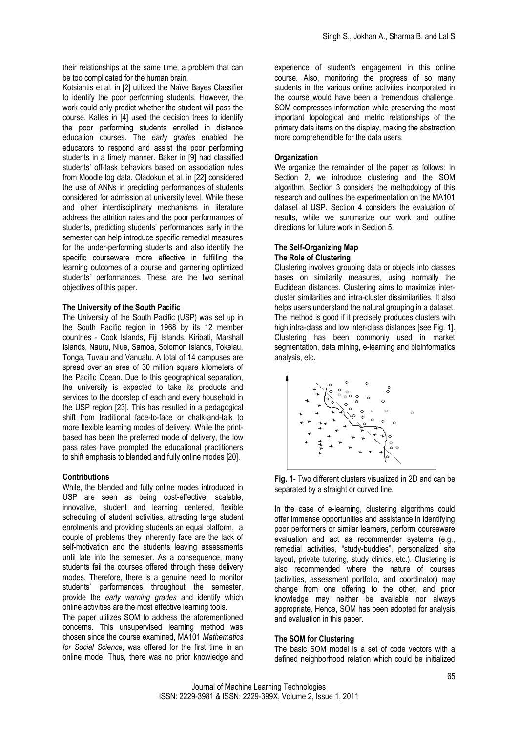their relationships at the same time, a problem that can be too complicated for the human brain.

Kotsiantis et al. in [2] utilized the Naïve Bayes Classifier to identify the poor performing students. However, the work could only predict whether the student will pass the course. Kalles in [4] used the decision trees to identify the poor performing students enrolled in distance education courses. The *early grades* enabled the educators to respond and assist the poor performing students in a timely manner. Baker in [9] had classified students' off-task behaviors based on association rules from Moodle log data. Oladokun et al. in [22] considered the use of ANNs in predicting performances of students considered for admission at university level. While these and other interdisciplinary mechanisms in literature address the attrition rates and the poor performances of students, predicting students' performances early in the semester can help introduce specific remedial measures for the under-performing students and also identify the specific courseware more effective in fulfilling the learning outcomes of a course and garnering optimized students' performances. These are the two seminal objectives of this paper.

### The University of the South Pacific

The University of the South Pacific (USP) was set up in the South Pacific region in 1968 by its 12 member countries - Cook Islands, Fiji Islands, Kiribati, Marshall Islands, Nauru, Niue, Samoa, Solomon Islands, Tokelau, Tonga, Tuvalu and Vanuatu. A total of 14 campuses are spread over an area of 30 million square kilometers of the Pacific Ocean. Due to this geographical separation, the university is expected to take its products and services to the doorstep of each and every household in the USP region [23]. This has resulted in a pedagogical shift from traditional face-to-face or chalk-and-talk to more flexible learning modes of delivery. While the print-based has been the preferred mode of delivery, the low pass rates have prompted the educational practitioners to shift emphasis to blended and fully online modes [20].

### Contributions

While, the blended and fully online modes introduced in USP are seen as being cost-effective, scalable, innovative, student and learning centered, flexible scheduling of student activities, attracting large student enrolments and providing students an equal platform, a couple of problems they inherently face are the lack of self-motivation and the students leaving assessments until late into the semester. As a consequence, many students fail the courses offered through these delivery modes. Therefore, there is a genuine need to monitor students' performances throughout the semester, provide the *early warning grades* and identify which online activities are the most effective learning tools.

The paper utilizes SOM to address the aforementioned concerns. This unsupervised learning method was chosen since the course examined, MA101 *Mathematics for Social Science*, was offered for the first time in an online mode. Thus, there was no prior knowledge and experience of student's engagement in this online course. Also, monitoring the progress of so many students in the various online activities incorporated in the course would have been a tremendous challenge. SOM compresses information while preserving the most important topological and metric relationships of the primary data items on the display, making the abstraction more comprehendible for the data users.

### Organization

We organize the remainder of the paper as follows: In Section 2, we introduce clustering and the SOM algorithm. Section 3 considers the methodology of this research and outlines the experimentation on the MA101 dataset at USP. Section 4 considers the evaluation of results, while we summarize our work and outline directions for future work in Section 5.

## The Self-Organizing Map

### The Role of Clustering

Clustering involves grouping data or objects into classes bases on similarity measures, using normally the Euclidean distances. Clustering aims to maximize inter-cluster similarities and intra-cluster dissimilarities. It also helps users understand the natural grouping in a dataset. The method is good if it precisely produces clusters with high intra-class and low inter-class distances [see Fig. 1]. Clustering has been commonly used in market segmentation, data mining, e-learning and bioinformatics analysis, etc.

**Fig. 1-** Two different clusters visualized in 2D and can be separated by a straight or curved line.

In the case of e-learning, clustering algorithms could offer immense opportunities and assistance in identifying poor performers or similar learners, perform courseware evaluation and act as recommender systems (e.g., remedial activities, "study-buddies", personalized site layout, private tutoring, study clinics, etc.). Clustering is also recommended where the nature of courses (activities, assessment portfolio, and coordinator) may change from one offering to the other, and prior knowledge may neither be available nor always appropriate. Hence, SOM has been adopted for analysis and evaluation in this paper.

### The SOM for Clustering

The basic SOM model is a set of code vectors with a defined neighborhood relation which could be initialized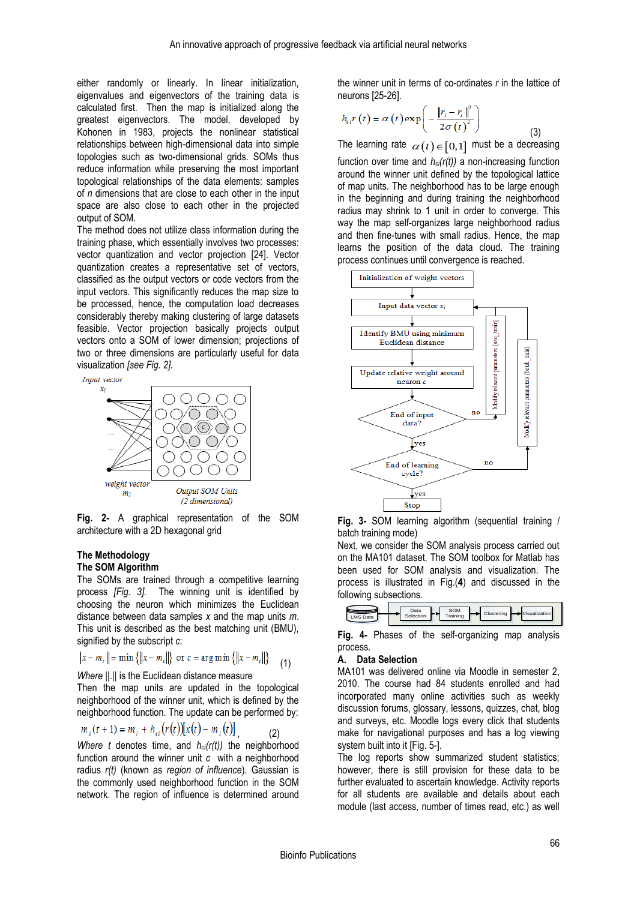either randomly or linearly. In linear initialization, eigenvalues and eigenvectors of the training data is calculated first. Then the map is initialized along the greatest eigenvectors. The model, developed by Kohonen in 1983, projects the nonlinear statistical relationships between high-dimensional data into simple topologies such as two-dimensional grids. SOMs thus reduce information while preserving the most important topological relationships of the data elements: samples of $n$ dimensions that are close to each other in the input space are also close to each other in the projected output of SOM.

The method does not utilize class information during the training phase, which essentially involves two processes: vector quantization and vector projection [24]. Vector quantization creates a representative set of vectors, classified as the output vectors or code vectors from the input vectors. This significantly reduces the map size to be processed, hence, the computation load decreases considerably thereby making clustering of large datasets feasible. Vector projection basically projects output vectors onto a SOM of lower dimension; projections of two or three dimensions are particularly useful for data visualization *[see Fig. 2]*.

**Fig. 2-** A graphical representation of the SOM architecture with a 2D hexagonal grid

## The Methodology

### The SOM Algorithm

The SOMs are trained through a competitive learning process *[Fig. 3]*. The winning unit is identified by choosing the neuron which minimizes the Euclidean distance between data samples $x$ and the map units $m$. This unit is described as the best matching unit (BMU), signified by the subscript $c$:

$$|x - m_c\| = \min\{\|x - m_i\|\} \text{ or } c = \arg\min\{\|x - m_i\|\} \quad (1)$$

*Where* ||.|| is the Euclidean distance measure

Then the map units are updated in the topological neighborhood of the winner unit, which is defined by the neighborhood function. The update can be performed by:

$$m_i(t+1) = m_i + h_{ci}(r(t))[x(t) - m_i(t)], \quad (2)$$

*Where* $t$ denotes time, and $h_{ci}(r(t))$ the neighborhood function around the winner unit $c$ with a neighborhood radius $r(t)$ (known as *region of influence*). Gaussian is the commonly used neighborhood function in the SOM network. The region of influence is determined around the winner unit in terms of co-ordinates $r$ in the lattice of neurons [25-26].

$$h_{ci}r(t) = \alpha(t)\exp\left(-\frac{\|r_i - r_c\|^2}{2\sigma(t)^2}\right) \quad (3)$$

The learning rate $\alpha(t) \in [0,1]$ must be a decreasing function over time and $h_{ci}(r(t))$ a non-increasing function around the winner unit defined by the topological lattice of map units. The neighborhood has to be large enough in the beginning and during training the neighborhood radius may shrink to 1 unit in order to converge. This way the map self-organizes large neighborhood radius and then fine-tunes with small radius. Hence, the map learns the position of the data cloud. The training process continues until convergence is reached.

**Fig. 3-** SOM learning algorithm (sequential training / batch training mode)

Next, we consider the SOM analysis process carried out on the MA101 dataset. The SOM toolbox for Matlab has been used for SOM analysis and visualization. The process is illustrated in Fig.(**4**) and discussed in the following subsections.

**Fig. 4-** Phases of the self-organizing map analysis process.

### A. Data Selection

MA101 was delivered online via Moodle in semester 2, 2010. The course had 84 students enrolled and had incorporated many online activities such as weekly discussion forums, glossary, lessons, quizzes, chat, blog and surveys, etc. Moodle logs every click that students make for navigational purposes and has a log viewing system built into it [Fig. 5-].

The log reports show summarized student statistics; however, there is still provision for these data to be further evaluated to ascertain knowledge. Activity reports for all students are available and details about each module (last access, number of times read, etc.) as well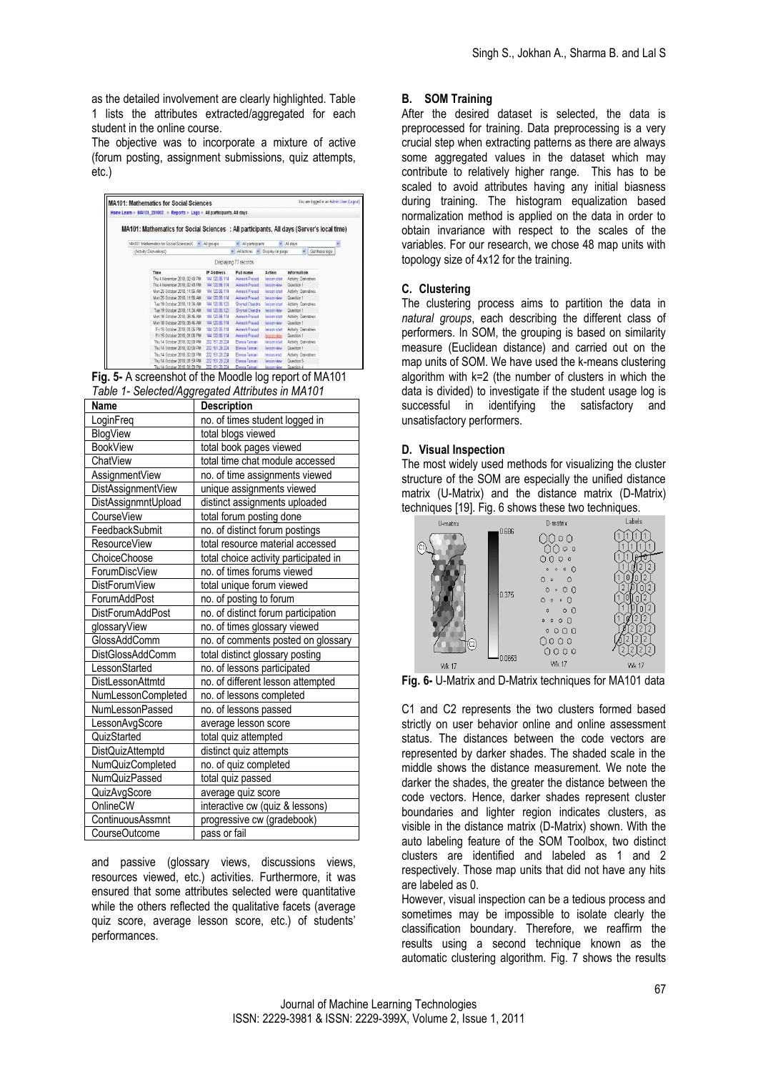as the detailed involvement are clearly highlighted. Table 1 lists the attributes extracted/aggregated for each student in the online course.

The objective was to incorporate a mixture of active (forum posting, assignment submissions, quiz attempts, etc.)

**Fig. 5-** A screenshot of the Moodle log report of MA101

*Table 1- Selected/Aggregated Attributes in MA101*

| Name | Description |
| --- | --- |
| LoginFreq | no. of times student logged in |
| BlogView | total blogs viewed |
| BookView | total book pages viewed |
| ChatView | total time chat module accessed |
| AssignmentView | no. of time assignments viewed |
| DistAssignmentView | unique assignments viewed |
| DistAssignmntUpload | distinct assignments uploaded |
| CourseView | total forum posting done |
| FeedbackSubmit | no. of distinct forum postings |
| ResourceView | total resource material accessed |
| ChoiceChoose | total choice activity participated in |
| ForumDiscView | no. of times forums viewed |
| DistForumView | total unique forum viewed |
| ForumAddPost | no. of posting to forum |
| DistForumAddPost | no. of distinct forum participation |
| glossaryView | no. of times glossary viewed |
| GlossAddComm | no. of comments posted on glossary |
| DistGlossAddComm | total distinct glossary posting |
| LessonStarted | no. of lessons participated |
| DistLessonAttmtd | no. of different lesson attempted |
| NumLessonCompleted | no. of lessons completed |
| NumLessonPassed | no. of lessons passed |
| LessonAvgScore | average lesson score |
| QuizStarted | total quiz attempted |
| DistQuizAttemptd | distinct quiz attempts |
| NumQuizCompleted | no. of quiz completed |
| NumQuizPassed | total quiz passed |
| QuizAvgScore | average quiz score |
| OnlineCW | interactive cw (quiz & lessons) |
| ContinuousAssmnt | progressive cw (gradebook) |
| CourseOutcome | pass or fail |

and passive (glossary views, discussions views, resources viewed, etc.) activities. Furthermore, it was ensured that some attributes selected were quantitative while the others reflected the qualitative facets (average quiz score, average lesson score, etc.) of students' performances.

## B. SOM Training

After the desired dataset is selected, the data is preprocessed for training. Data preprocessing is a very crucial step when extracting patterns as there are always some aggregated values in the dataset which may contribute to relatively higher range. This has to be scaled to avoid attributes having any initial biasness during training. The histogram equalization based normalization method is applied on the data in order to obtain invariance with respect to the scales of the variables. For our research, we chose 48 map units with topology size of 4x12 for the training.

## C. Clustering

The clustering process aims to partition the data in *natural groups*, each describing the different class of performers. In SOM, the grouping is based on similarity measure (Euclidean distance) and carried out on the map units of SOM. We have used the k-means clustering algorithm with k=2 (the number of clusters in which the data is divided) to investigate if the student usage log is successful in identifying the satisfactory and unsatisfactory performers.

## D. Visual Inspection

The most widely used methods for visualizing the cluster structure of the SOM are especially the unified distance matrix (U-Matrix) and the distance matrix (D-Matrix) techniques [19]. Fig. 6 shows these two techniques.

**Fig. 6-** U-Matrix and D-Matrix techniques for MA101 data

C1 and C2 represents the two clusters formed based strictly on user behavior online and online assessment status. The distances between the code vectors are represented by darker shades. The shaded scale in the middle shows the distance measurement. We note the darker the shades, the greater the distance between the code vectors. Hence, darker shades represent cluster boundaries and lighter region indicates clusters, as visible in the distance matrix (D-Matrix) shown. With the auto labeling feature of the SOM Toolbox, two distinct clusters are identified and labeled as 1 and 2 respectively. Those map units that did not have any hits are labeled as 0.

However, visual inspection can be a tedious process and sometimes may be impossible to isolate clearly the classification boundary. Therefore, we reaffirm the results using a second technique known as the automatic clustering algorithm. Fig. 7 shows the results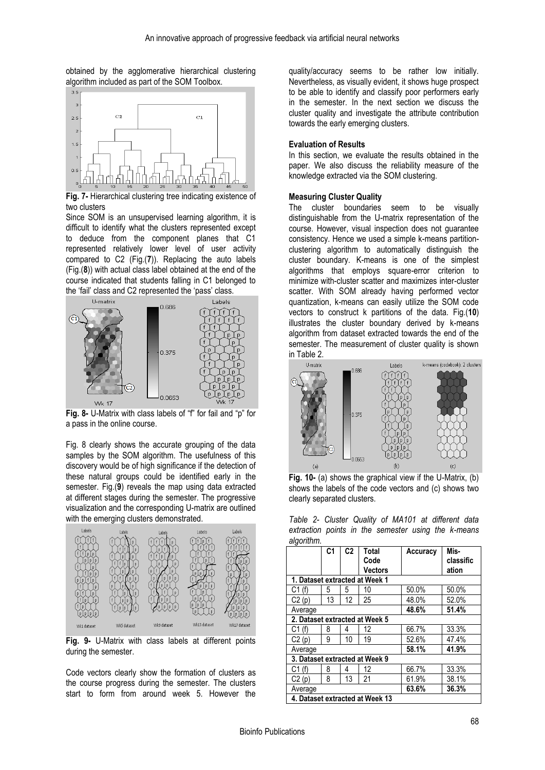obtained by the agglomerative hierarchical clustering algorithm included as part of the SOM Toolbox.

**Fig. 7-** Hierarchical clustering tree indicating existence of two clusters

Since SOM is an unsupervised learning algorithm, it is difficult to identify what the clusters represented except to deduce from the component planes that C1 represented relatively lower level of user activity compared to C2 (Fig.(**7**)). Replacing the auto labels (Fig.(**8**)) with actual class label obtained at the end of the course indicated that students falling in C1 belonged to the 'fail' class and C2 represented the 'pass' class.

**Fig. 8-** U-Matrix with class labels of "f" for fail and "p" for a pass in the online course.

Fig. 8 clearly shows the accurate grouping of the data samples by the SOM algorithm. The usefulness of this discovery would be of high significance if the detection of these natural groups could be identified early in the semester. Fig.(**9**) reveals the map using data extracted at different stages during the semester. The progressive visualization and the corresponding U-matrix are outlined with the emerging clusters demonstrated.

**Fig. 9-** U-Matrix with class labels at different points during the semester.

Code vectors clearly show the formation of clusters as the course progress during the semester. The clusters start to form from around week 5. However the quality/accuracy seems to be rather low initially. Nevertheless, as visually evident, it shows huge prospect to be able to identify and classify poor performers early in the semester. In the next section we discuss the cluster quality and investigate the attribute contribution towards the early emerging clusters.

**Evaluation of Results**

In this section, we evaluate the results obtained in the paper. We also discuss the reliability measure of the knowledge extracted via the SOM clustering.

**Measuring Cluster Quality**

The cluster boundaries seem to be visually distinguishable from the U-matrix representation of the course. However, visual inspection does not guarantee consistency. Hence we used a simple k-means partition-clustering algorithm to automatically distinguish the cluster boundary. K-means is one of the simplest algorithms that employs square-error criterion to minimize with-cluster scatter and maximizes inter-cluster scatter. With SOM already having performed vector quantization, k-means can easily utilize the SOM code vectors to construct k partitions of the data. Fig.(**10**) illustrates the cluster boundary derived by k-means algorithm from dataset extracted towards the end of the semester. The measurement of cluster quality is shown in Table 2.

**Fig. 10-** (a) shows the graphical view if the U-Matrix, (b) shows the labels of the code vectors and (c) shows two clearly separated clusters.

*Table 2- Cluster Quality of MA101 at different data extraction points in the semester using the k-means algorithm.*

| | C1 | C2 | Total Code Vectors | Accuracy | Mis-classification |
|---|---|---|---|---|---|
| **1. Dataset extracted at Week 1** | | | | | |
| C1 (f) | 5 | 5 | 10 | 50.0% | 50.0% |
| C2 (p) | 13 | 12 | 25 | 48.0% | 52.0% |
| Average | | | | **48.6%** | **51.4%** |
| **2. Dataset extracted at Week 5** | | | | | |
| C1 (f) | 8 | 4 | 12 | 66.7% | 33.3% |
| C2 (p) | 9 | 10 | 19 | 52.6% | 47.4% |
| Average | | | | **58.1%** | **41.9%** |
| **3. Dataset extracted at Week 9** | | | | | |
| C1 (f) | 8 | 4 | 12 | 66.7% | 33.3% |
| C2 (p) | 8 | 13 | 21 | 61.9% | 38.1% |
| Average | | | | **63.6%** | **36.3%** |
| **4. Dataset extracted at Week 13** | | | | | |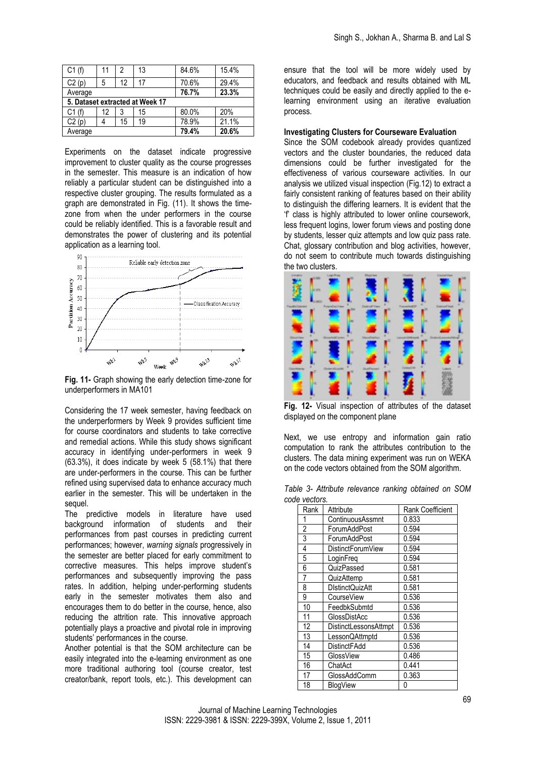| C1 (f) | 11 | 2 | 13 | 84.6% | 15.4% |
|---|---|---|---|---|---|
| C2 (p) | 5 | 12 | 17 | 70.6% | 29.4% |
| Average | | | | **76.7%** | **23.3%** |
| **5. Dataset extracted at Week 17** | | | | | |
| C1 (f) | 12 | 3 | 15 | 80.0% | 20% |
| C2 (p) | 4 | 15 | 19 | 78.9% | 21.1% |
| Average | | | | **79.4%** | **20.6%** |

Experiments on the dataset indicate progressive improvement to cluster quality as the course progresses in the semester. This measure is an indication of how reliably a particular student can be distinguished into a respective cluster grouping. The results formulated as a graph are demonstrated in Fig. (11). It shows the time-zone from when the under performers in the course could be reliably identified. This is a favorable result and demonstrates the power of clustering and its potential application as a learning tool.

**Fig. 11-** Graph showing the early detection time-zone for underperformers in MA101

Considering the 17 week semester, having feedback on the underperformers by Week 9 provides sufficient time for course coordinators and students to take corrective and remedial actions. While this study shows significant accuracy in identifying under-performers in week 9 (63.3%), it does indicate by week 5 (58.1%) that there are under-performers in the course. This can be further refined using supervised data to enhance accuracy much earlier in the semester. This will be undertaken in the sequel.

The predictive models in literature have used background information of students and their performances from past courses in predicting current performances; however, *warning signals* progressively in the semester are better placed for early commitment to corrective measures. This helps improve student's performances and subsequently improving the pass rates. In addition, helping under-performing students early in the semester motivates them also and encourages them to do better in the course, hence, also reducing the attrition rate. This innovative approach potentially plays a proactive and pivotal role in improving students' performances in the course.

Another potential is that the SOM architecture can be easily integrated into the e-learning environment as one more traditional authoring tool (course creator, test creator/bank, report tools, etc.). This development can ensure that the tool will be more widely used by educators, and feedback and results obtained with ML techniques could be easily and directly applied to the e-learning environment using an iterative evaluation process.

**Investigating Clusters for Courseware Evaluation**

Since the SOM codebook already provides quantized vectors and the cluster boundaries, the reduced data dimensions could be further investigated for the effectiveness of various courseware activities. In our analysis we utilized visual inspection (Fig.12) to extract a fairly consistent ranking of features based on their ability to distinguish the differing learners. It is evident that the 'f' class is highly attributed to lower online coursework, less frequent logins, lower forum views and posting done by students, lesser quiz attempts and low quiz pass rate. Chat, glossary contribution and blog activities, however, do not seem to contribute much towards distinguishing the two clusters.

**Fig. 12-** Visual inspection of attributes of the dataset displayed on the component plane

Next, we use entropy and information gain ratio computation to rank the attributes contribution to the clusters. The data mining experiment was run on WEKA on the code vectors obtained from the SOM algorithm.

*Table 3- Attribute relevance ranking obtained on SOM code vectors.*

| Rank | Attribute | Rank Coefficient |
|---|---|---|
| 1 | ContinuousAssmnt | 0.833 |
| 2 | ForumAddPost | 0.594 |
| 3 | ForumAddPost | 0.594 |
| 4 | DistinctForumView | 0.594 |
| 5 | LoginFreq | 0.594 |
| 6 | QuizPassed | 0.581 |
| 7 | QuizAttemp | 0.581 |
| 8 | DIstinctQuizAtt | 0.581 |
| 9 | CourseView | 0.536 |
| 10 | FeedbkSubmtd | 0.536 |
| 11 | GlossDistAcc | 0.536 |
| 12 | DistinctLessonsAttmpt | 0.536 |
| 13 | LessonQAttmptd | 0.536 |
| 14 | DistinctFAdd | 0.536 |
| 15 | GlossView | 0.486 |
| 16 | ChatAct | 0.441 |
| 17 | GlossAddComm | 0.363 |
| 18 | BlogView | 0 |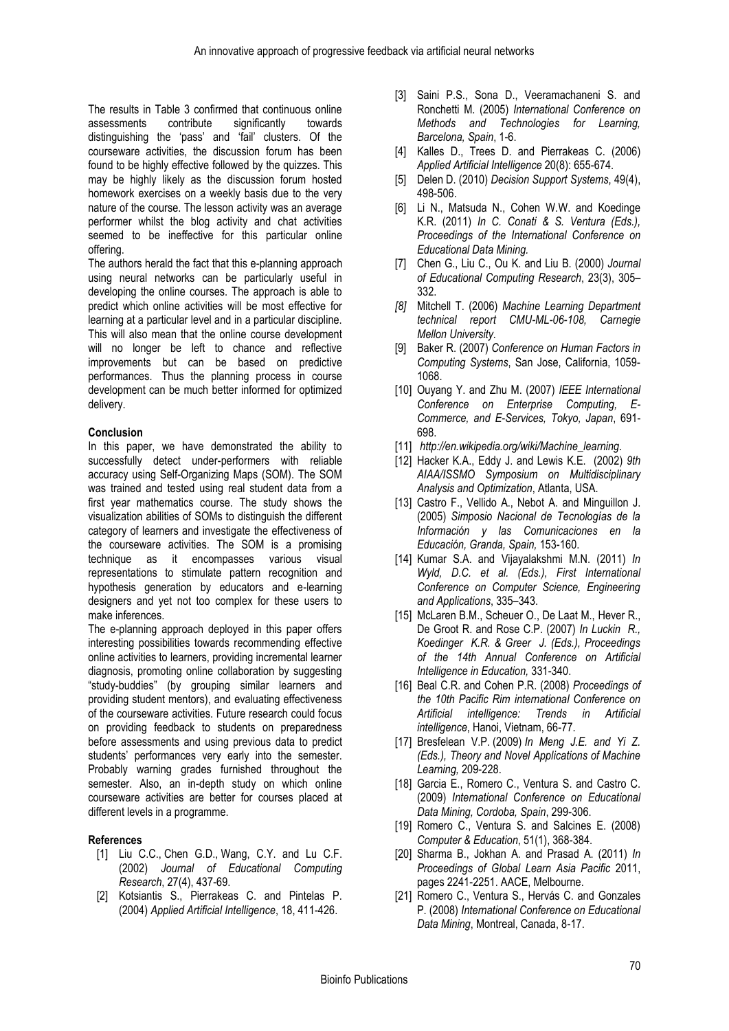The results in Table 3 confirmed that continuous online assessments contribute significantly towards distinguishing the 'pass' and 'fail' clusters. Of the courseware activities, the discussion forum has been found to be highly effective followed by the quizzes. This may be highly likely as the discussion forum hosted homework exercises on a weekly basis due to the very nature of the course. The lesson activity was an average performer whilst the blog activity and chat activities seemed to be ineffective for this particular online offering.

The authors herald the fact that this e-planning approach using neural networks can be particularly useful in developing the online courses. The approach is able to predict which online activities will be most effective for learning at a particular level and in a particular discipline. This will also mean that the online course development will no longer be left to chance and reflective improvements but can be based on predictive performances. Thus the planning process in course development can be much better informed for optimized delivery.

## Conclusion

In this paper, we have demonstrated the ability to successfully detect under-performers with reliable accuracy using Self-Organizing Maps (SOM). The SOM was trained and tested using real student data from a first year mathematics course. The study shows the visualization abilities of SOMs to distinguish the different category of learners and investigate the effectiveness of the courseware activities. The SOM is a promising technique as it encompasses various visual representations to stimulate pattern recognition and hypothesis generation by educators and e-learning designers and yet not too complex for these users to make inferences.

The e-planning approach deployed in this paper offers interesting possibilities towards recommending effective online activities to learners, providing incremental learner diagnosis, promoting online collaboration by suggesting "study-buddies" (by grouping similar learners and providing student mentors), and evaluating effectiveness of the courseware activities. Future research could focus on providing feedback to students on preparedness before assessments and using previous data to predict students' performances very early into the semester. Probably warning grades furnished throughout the semester. Also, an in-depth study on which online courseware activities are better for courses placed at different levels in a programme.

## References

[1] Liu C.C., Chen G.D., Wang, C.Y. and Lu C.F. (2002) *Journal of Educational Computing Research*, 27(4), 437-69.

[2] Kotsiantis S., Pierrakeas C. and Pintelas P. (2004) *Applied Artificial Intelligence*, 18, 411-426.

[3] Saini P.S., Sona D., Veeramachaneni S. and Ronchetti M. (2005) *International Conference on Methods and Technologies for Learning, Barcelona, Spain*, 1-6.

[4] Kalles D., Trees D. and Pierrakeas C. (2006) *Applied Artificial Intelligence* 20(8): 655-674.

[5] Delen D. (2010) *Decision Support Systems*, 49(4), 498-506.

[6] Li N., Matsuda N., Cohen W.W. and Koedinge K.R. (2011) *In C. Conati & S. Ventura (Eds.), Proceedings of the International Conference on Educational Data Mining.*

[7] Chen G., Liu C., Ou K. and Liu B. (2000) *Journal of Educational Computing Research*, 23(3), 305–332.

[8] Mitchell T. (2006) *Machine Learning Department technical report CMU-ML-06-108, Carnegie Mellon University.*

[9] Baker R. (2007) *Conference on Human Factors in Computing Systems*, San Jose, California, 1059-1068.

[10] Ouyang Y. and Zhu M. (2007) *IEEE International Conference on Enterprise Computing, E-Commerce, and E-Services, Tokyo, Japan*, 691-698.

[11] *http://en.wikipedia.org/wiki/Machine_learning.*

[12] Hacker K.A., Eddy J. and Lewis K.E. (2002) *9th AIAA/ISSMO Symposium on Multidisciplinary Analysis and Optimization*, Atlanta, USA.

[13] Castro F., Vellido A., Nebot A. and Minguillon J. (2005) *Simposio Nacional de Tecnologías de la Información y las Comunicaciones en la Educación, Granda, Spain,* 153-160.

[14] Kumar S.A. and Vijayalakshmi M.N. (2011) *In Wyld, D.C. et al. (Eds.), First International Conference on Computer Science, Engineering and Applications*, 335–343.

[15] McLaren B.M., Scheuer O., De Laat M., Hever R., De Groot R. and Rose C.P. (2007) *In Luckin R., Koedinger K.R. & Greer J. (Eds.), Proceedings of the 14th Annual Conference on Artificial Intelligence in Education,* 331-340.

[16] Beal C.R. and Cohen P.R. (2008) *Proceedings of the 10th Pacific Rim international Conference on Artificial intelligence: Trends in Artificial intelligence*, Hanoi, Vietnam, 66-77.

[17] Bresfelean V.P. (2009) *In Meng J.E. and Yi Z. (Eds.), Theory and Novel Applications of Machine Learning,* 209-228.

[18] Garcia E., Romero C., Ventura S. and Castro C. (2009) *International Conference on Educational Data Mining, Cordoba, Spain*, 299-306.

[19] Romero C., Ventura S. and Salcines E. (2008) *Computer & Education*, 51(1), 368-384.

[20] Sharma B., Jokhan A. and Prasad A. (2011) *In Proceedings of Global Learn Asia Pacific* 2011, pages 2241-2251. AACE, Melbourne.

[21] Romero C., Ventura S., Hervás C. and Gonzales P. (2008) *International Conference on Educational Data Mining*, Montreal, Canada, 8-17.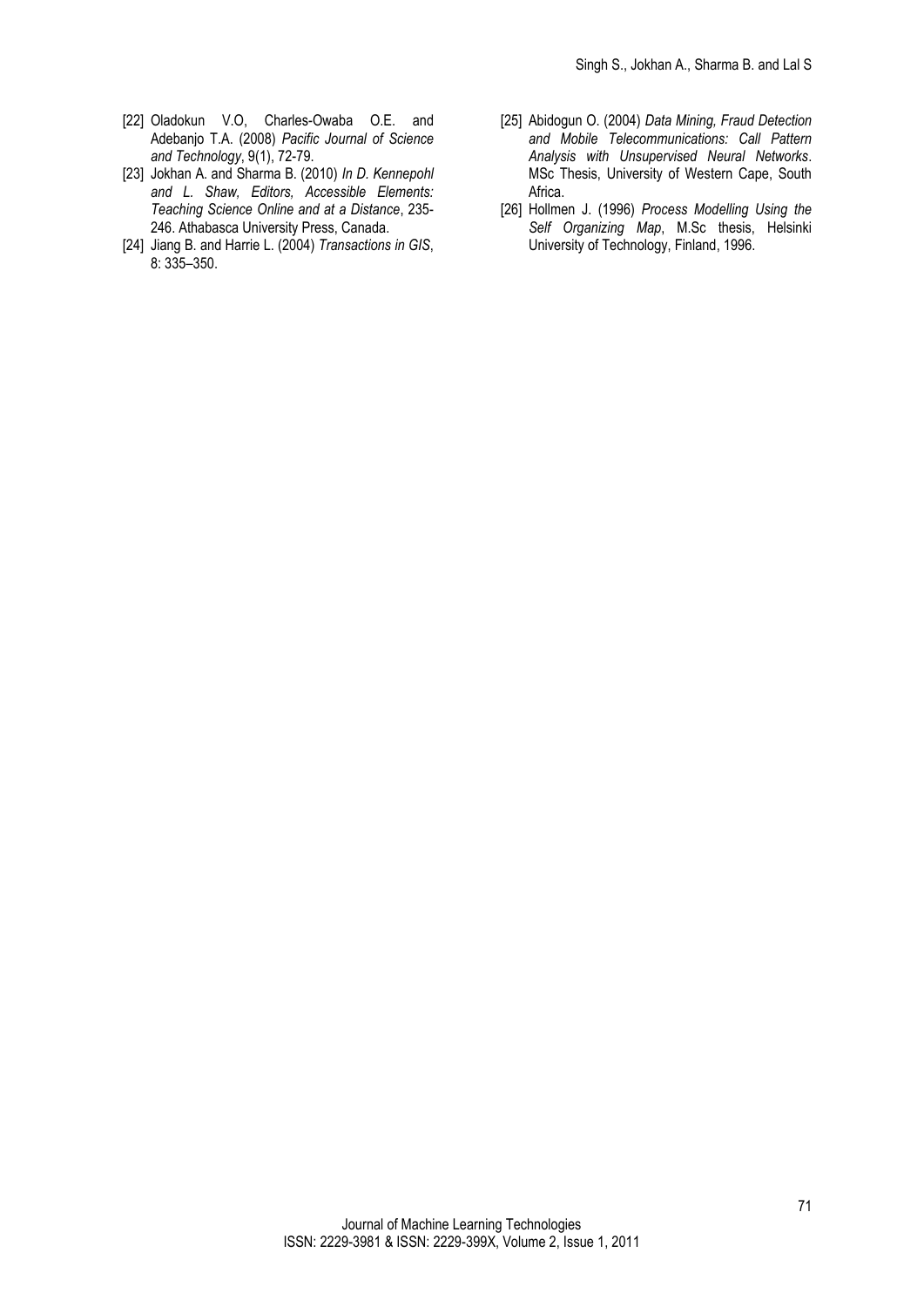[22] Oladokun V.O, Charles-Owaba O.E. and Adebanjo T.A. (2008) *Pacific Journal of Science and Technology*, 9(1), 72-79.

[23] Jokhan A. and Sharma B. (2010) *In D. Kennepohl and L. Shaw, Editors, Accessible Elements: Teaching Science Online and at a Distance*, 235-246. Athabasca University Press, Canada.

[24] Jiang B. and Harrie L. (2004) *Transactions in GIS*, 8: 335–350.

[25] Abidogun O. (2004) *Data Mining, Fraud Detection and Mobile Telecommunications: Call Pattern Analysis with Unsupervised Neural Networks*. MSc Thesis, University of Western Cape, South Africa.

[26] Hollmen J. (1996) *Process Modelling Using the Self Organizing Map*, M.Sc thesis, Helsinki University of Technology, Finland, 1996.